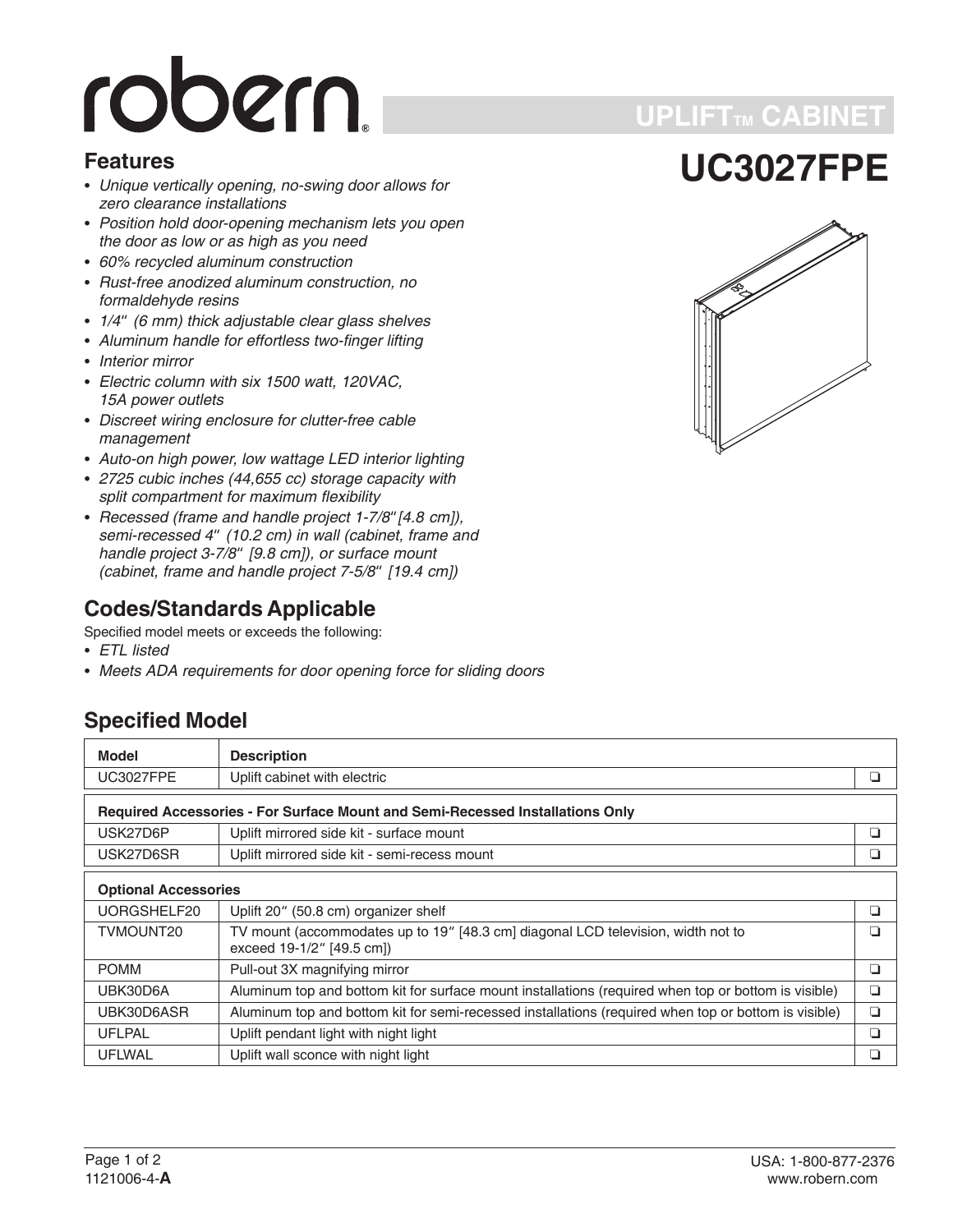# robern

## UPLIFT™ CABINET

# UC3027FPE

## Features

- *Unique vertically opening, no-swing door allows for zero clearance installations*
- *Position hold door-opening mechanism lets you open the door as low or as high as you need*
- *60% recycled aluminum construction*
- *Rust-free anodized aluminum construction, no formaldehyde resins*
- *1/4" (6 mm) thick adjustable clear glass shelves*
- *Aluminum handle for effortless two-finger lifting*
- *Interior mirror*
- *Electric column with six 1500 watt, 120VAC, 15A power outlets*
- *Discreet wiring enclosure for clutter-free cable management*
- *Auto-on high power, low wattage LED interior lighting*
- *2725 cubic inches (44,655 cc) storage capacity with split compartment for maximum flexibility*
- *Recessed (frame and handle project 1-7/8" [4.8 cm]), semi-recessed 4" (10.2 cm) in wall (cabinet, frame and handle project 3-7/8" [9.8 cm]), or surface mount (cabinet, frame and handle project 7-5/8" [19.4 cm])*

## Codes/Standards Applicable

Specified model meets or exceeds the following:

- *ETL listed*
- *Meets ADA requirements for door opening force for sliding doors*

## Specified Model

| Model | Description | |
|---|---|---|
| UC3027FPE | Uplift cabinet with electric | ❑ |
| **Required Accessories - For Surface Mount and Semi-Recessed Installations Only** | | |
| USK27D6P | Uplift mirrored side kit - surface mount | ❑ |
| USK27D6SR | Uplift mirrored side kit - semi-recess mount | ❑ |
| **Optional Accessories** | | |
| UORGSHELF20 | Uplift 20" (50.8 cm) organizer shelf | ❑ |
| TVMOUNT20 | TV mount (accommodates up to 19" [48.3 cm] diagonal LCD television, width not to exceed 19-1/2" [49.5 cm]) | ❑ |
| POMM | Pull-out 3X magnifying mirror | ❑ |
| UBK30D6A | Aluminum top and bottom kit for surface mount installations (required when top or bottom is visible) | ❑ |
| UBK30D6ASR | Aluminum top and bottom kit for semi-recessed installations (required when top or bottom is visible) | ❑ |
| UFLPAL | Uplift pendant light with night light | ❑ |
| UFLWAL | Uplift wall sconce with night light | ❑ |

1121006-4-**A**

USA: 1-800-877-2376
www.robern.com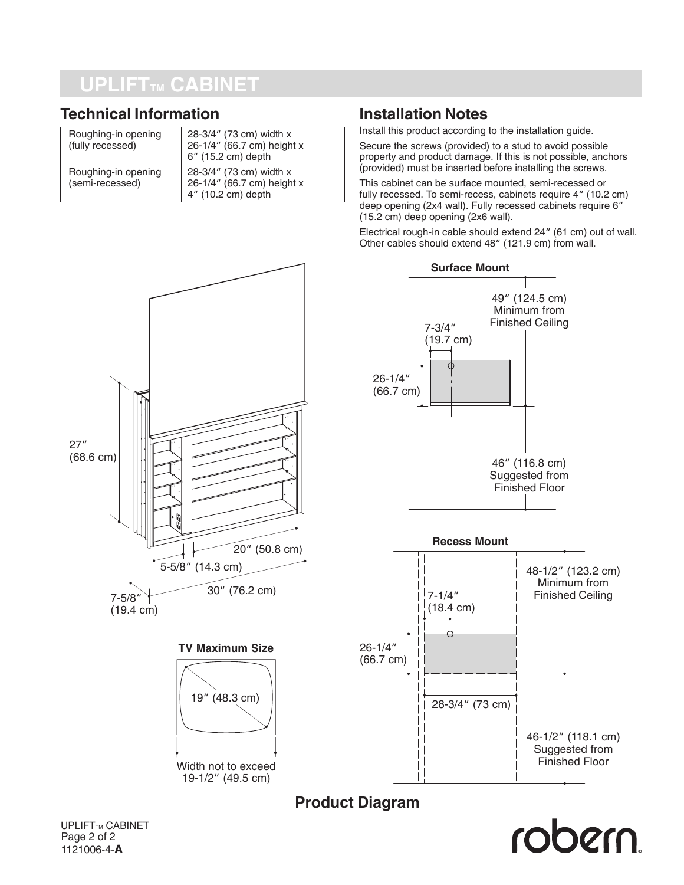# UPLIFT™ CABINET

## Technical Information

| | |
|---|---|
| Roughing-in opening (fully recessed) | 28-3/4″ (73 cm) width x 26-1/4″ (66.7 cm) height x 6″ (15.2 cm) depth |
| Roughing-in opening (semi-recessed) | 28-3/4″ (73 cm) width x 26-1/4″ (66.7 cm) height x 4″ (10.2 cm) depth |

## Installation Notes

Install this product according to the installation guide.

Secure the screws (provided) to a stud to avoid possible property and product damage. If this is not possible, anchors (provided) must be inserted before installing the screws.

This cabinet can be surface mounted, semi-recessed or fully recessed. To semi-recess, cabinets require 4″ (10.2 cm) deep opening (2x4 wall). Fully recessed cabinets require 6″ (15.2 cm) deep opening (2x6 wall).

Electrical rough-in cable should extend 24″ (61 cm) out of wall. Other cables should extend 48″ (121.9 cm) from wall.

27″ (68.6 cm)

20″ (50.8 cm)

5-5/8″ (14.3 cm)

30″ (76.2 cm)

7-5/8″ (19.4 cm)

**TV Maximum Size**

19″ (48.3 cm)

Width not to exceed 19-1/2″ (49.5 cm)

**Surface Mount**

49″ (124.5 cm) Minimum from Finished Ceiling

7-3/4″ (19.7 cm)

26-1/4″ (66.7 cm)

46″ (116.8 cm) Suggested from Finished Floor

**Recess Mount**

48-1/2″ (123.2 cm) Minimum from Finished Ceiling

7-1/4″ (18.4 cm)

26-1/4″ (66.7 cm)

28-3/4″ (73 cm)

46-1/2″ (118.1 cm) Suggested from Finished Floor

## Product Diagram

UPLIFT™ CABINET
1121006-4-**A**

robern